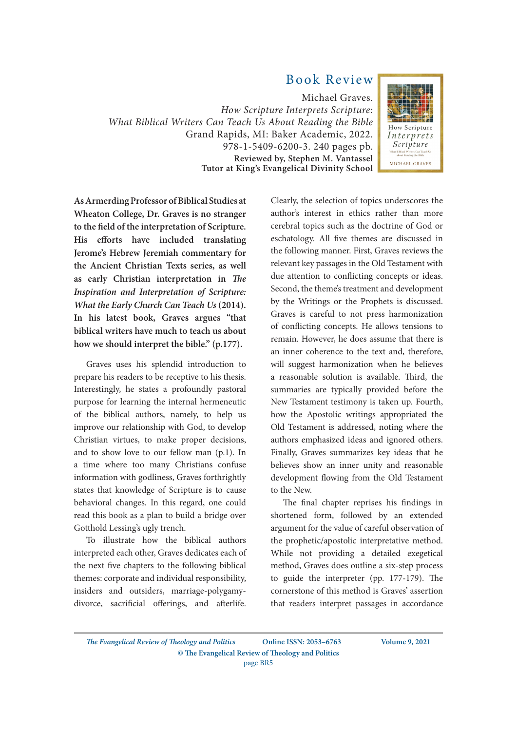## Book Review

Michael Graves.
*How Scripture Interprets Scripture: What Biblical Writers Can Teach Us About Reading the Bible*
Grand Rapids, MI: Baker Academic, 2022.
978-1-5409-6200-3. 240 pages pb.
**Reviewed by, Stephen M. Vantassel**
**Tutor at King's Evangelical Divinity School**

**As Armerding Professor of Biblical Studies at Wheaton College, Dr. Graves is no stranger to the field of the interpretation of Scripture. His efforts have included translating Jerome's Hebrew Jeremiah commentary for the Ancient Christian Texts series, as well as early Christian interpretation in *The Inspiration and Interpretation of Scripture: What the Early Church Can Teach Us* (2014). In his latest book, Graves argues "that biblical writers have much to teach us about how we should interpret the bible." (p.177).**

Graves uses his splendid introduction to prepare his readers to be receptive to his thesis. Interestingly, he states a profoundly pastoral purpose for learning the internal hermeneutic of the biblical authors, namely, to help us improve our relationship with God, to develop Christian virtues, to make proper decisions, and to show love to our fellow man (p.1). In a time where too many Christians confuse information with godliness, Graves forthrightly states that knowledge of Scripture is to cause behavioral changes. In this regard, one could read this book as a plan to build a bridge over Gotthold Lessing's ugly trench.

To illustrate how the biblical authors interpreted each other, Graves dedicates each of the next five chapters to the following biblical themes: corporate and individual responsibility, insiders and outsiders, marriage-polygamy-divorce, sacrificial offerings, and afterlife. Clearly, the selection of topics underscores the author's interest in ethics rather than more cerebral topics such as the doctrine of God or eschatology. All five themes are discussed in the following manner. First, Graves reviews the relevant key passages in the Old Testament with due attention to conflicting concepts or ideas. Second, the theme's treatment and development by the Writings or the Prophets is discussed. Graves is careful to not press harmonization of conflicting concepts. He allows tensions to remain. However, he does assume that there is an inner coherence to the text and, therefore, will suggest harmonization when he believes a reasonable solution is available. Third, the summaries are typically provided before the New Testament testimony is taken up. Fourth, how the Apostolic writings appropriated the Old Testament is addressed, noting where the authors emphasized ideas and ignored others. Finally, Graves summarizes key ideas that he believes show an inner unity and reasonable development flowing from the Old Testament to the New.

The final chapter reprises his findings in shortened form, followed by an extended argument for the value of careful observation of the prophetic/apostolic interpretative method. While not providing a detailed exegetical method, Graves does outline a six-step process to guide the interpreter (pp. 177-179). The cornerstone of this method is Graves' assertion that readers interpret passages in accordance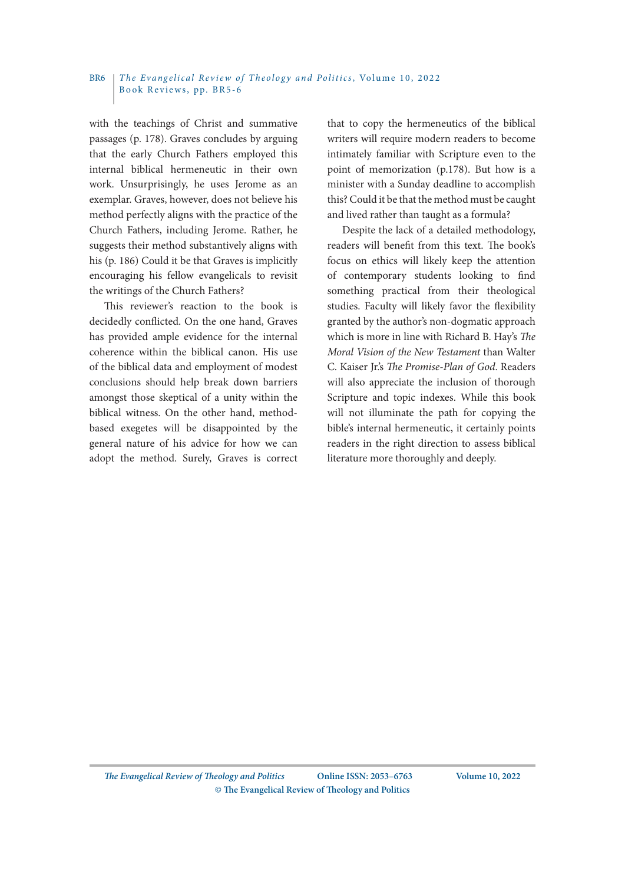with the teachings of Christ and summative passages (p. 178). Graves concludes by arguing that the early Church Fathers employed this internal biblical hermeneutic in their own work. Unsurprisingly, he uses Jerome as an exemplar. Graves, however, does not believe his method perfectly aligns with the practice of the Church Fathers, including Jerome. Rather, he suggests their method substantively aligns with his (p. 186) Could it be that Graves is implicitly encouraging his fellow evangelicals to revisit the writings of the Church Fathers?

This reviewer's reaction to the book is decidedly conflicted. On the one hand, Graves has provided ample evidence for the internal coherence within the biblical canon. His use of the biblical data and employment of modest conclusions should help break down barriers amongst those skeptical of a unity within the biblical witness. On the other hand, method-based exegetes will be disappointed by the general nature of his advice for how we can adopt the method. Surely, Graves is correct that to copy the hermeneutics of the biblical writers will require modern readers to become intimately familiar with Scripture even to the point of memorization (p.178). But how is a minister with a Sunday deadline to accomplish this? Could it be that the method must be caught and lived rather than taught as a formula?

Despite the lack of a detailed methodology, readers will benefit from this text. The book's focus on ethics will likely keep the attention of contemporary students looking to find something practical from their theological studies. Faculty will likely favor the flexibility granted by the author's non-dogmatic approach which is more in line with Richard B. Hay's *The Moral Vision of the New Testament* than Walter C. Kaiser Jr.'s *The Promise-Plan of God*. Readers will also appreciate the inclusion of thorough Scripture and topic indexes. While this book will not illuminate the path for copying the bible's internal hermeneutic, it certainly points readers in the right direction to assess biblical literature more thoroughly and deeply.